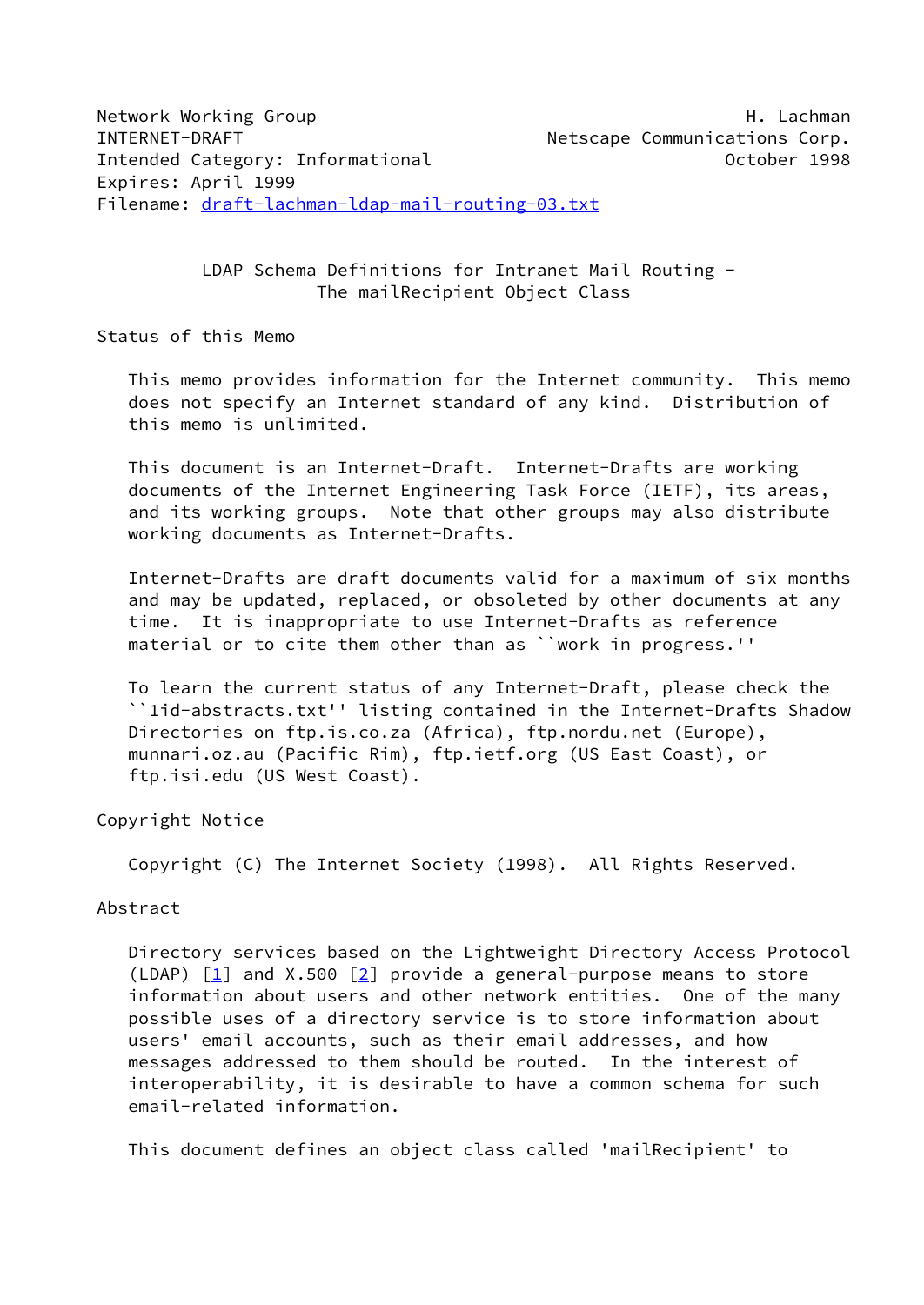Network Working Group H. Lachman
INTERNET-DRAFT Netscape Communications Corp.
Intended Category: Informational October 1998
Expires: April 1999
Filename: draft-lachman-ldap-mail-routing-03.txt

# LDAP Schema Definitions for Intranet Mail Routing - The mailRecipient Object Class

## Status of this Memo

This memo provides information for the Internet community. This memo does not specify an Internet standard of any kind. Distribution of this memo is unlimited.

This document is an Internet-Draft. Internet-Drafts are working documents of the Internet Engineering Task Force (IETF), its areas, and its working groups. Note that other groups may also distribute working documents as Internet-Drafts.

Internet-Drafts are draft documents valid for a maximum of six months and may be updated, replaced, or obsoleted by other documents at any time. It is inappropriate to use Internet-Drafts as reference material or to cite them other than as ``work in progress.''

To learn the current status of any Internet-Draft, please check the ``1id-abstracts.txt'' listing contained in the Internet-Drafts Shadow Directories on ftp.is.co.za (Africa), ftp.nordu.net (Europe), munnari.oz.au (Pacific Rim), ftp.ietf.org (US East Coast), or ftp.isi.edu (US West Coast).

## Copyright Notice

Copyright (C) The Internet Society (1998). All Rights Reserved.

## Abstract

Directory services based on the Lightweight Directory Access Protocol (LDAP) [1] and X.500 [2] provide a general-purpose means to store information about users and other network entities. One of the many possible uses of a directory service is to store information about users' email accounts, such as their email addresses, and how messages addressed to them should be routed. In the interest of interoperability, it is desirable to have a common schema for such email-related information.

This document defines an object class called 'mailRecipient' to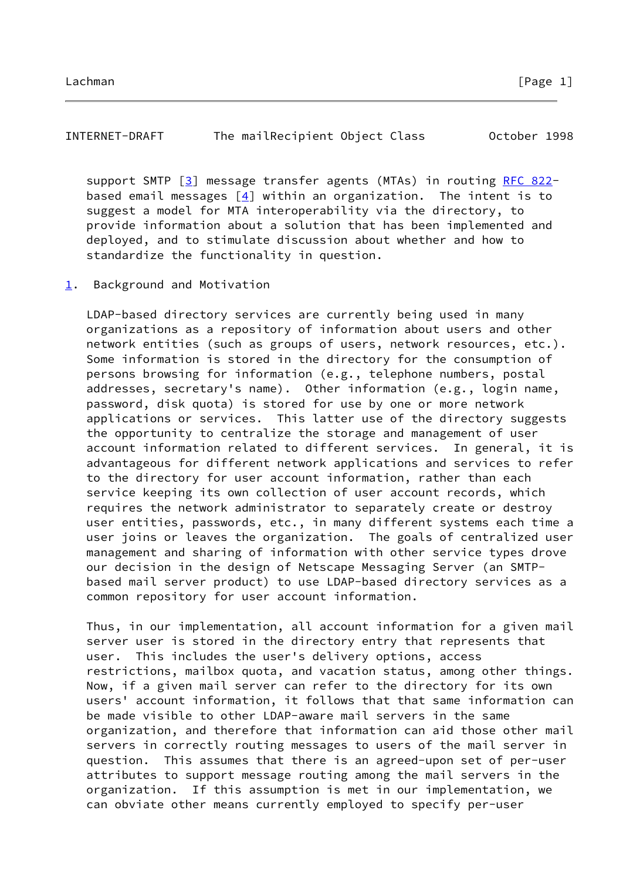support SMTP [3] message transfer agents (MTAs) in routing RFC 822-based email messages [4] within an organization. The intent is to suggest a model for MTA interoperability via the directory, to provide information about a solution that has been implemented and deployed, and to stimulate discussion about whether and how to standardize the functionality in question.

## 1. Background and Motivation

LDAP-based directory services are currently being used in many organizations as a repository of information about users and other network entities (such as groups of users, network resources, etc.). Some information is stored in the directory for the consumption of persons browsing for information (e.g., telephone numbers, postal addresses, secretary's name). Other information (e.g., login name, password, disk quota) is stored for use by one or more network applications or services. This latter use of the directory suggests the opportunity to centralize the storage and management of user account information related to different services. In general, it is advantageous for different network applications and services to refer to the directory for user account information, rather than each service keeping its own collection of user account records, which requires the network administrator to separately create or destroy user entities, passwords, etc., in many different systems each time a user joins or leaves the organization. The goals of centralized user management and sharing of information with other service types drove our decision in the design of Netscape Messaging Server (an SMTP-based mail server product) to use LDAP-based directory services as a common repository for user account information.

Thus, in our implementation, all account information for a given mail server user is stored in the directory entry that represents that user. This includes the user's delivery options, access restrictions, mailbox quota, and vacation status, among other things. Now, if a given mail server can refer to the directory for its own users' account information, it follows that that same information can be made visible to other LDAP-aware mail servers in the same organization, and therefore that information can aid those other mail servers in correctly routing messages to users of the mail server in question. This assumes that there is an agreed-upon set of per-user attributes to support message routing among the mail servers in the organization. If this assumption is met in our implementation, we can obviate other means currently employed to specify per-user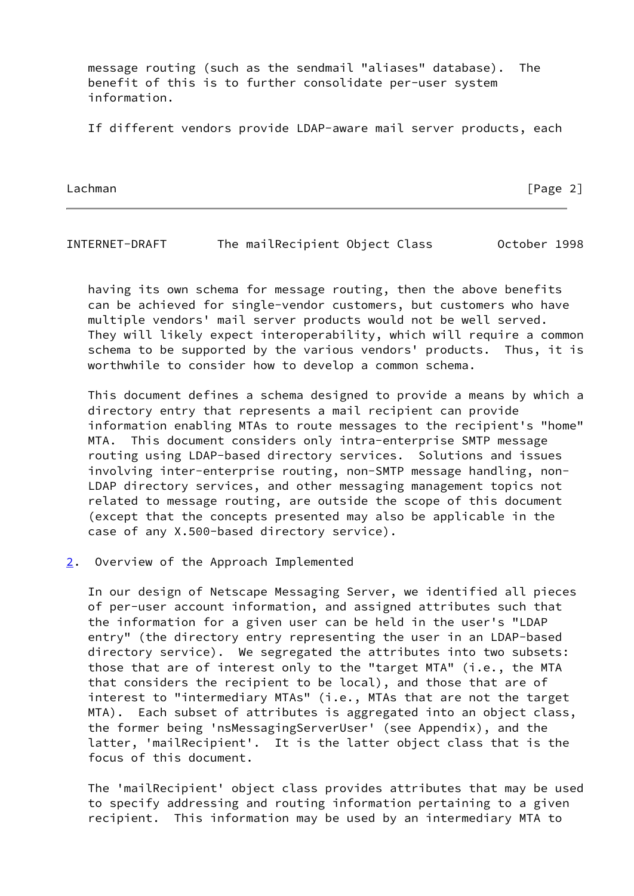message routing (such as the sendmail "aliases" database). The benefit of this is to further consolidate per-user system information.

If different vendors provide LDAP-aware mail server products, each having its own schema for message routing, then the above benefits can be achieved for single-vendor customers, but customers who have multiple vendors' mail server products would not be well served. They will likely expect interoperability, which will require a common schema to be supported by the various vendors' products. Thus, it is worthwhile to consider how to develop a common schema.

This document defines a schema designed to provide a means by which a directory entry that represents a mail recipient can provide information enabling MTAs to route messages to the recipient's "home" MTA. This document considers only intra-enterprise SMTP message routing using LDAP-based directory services. Solutions and issues involving inter-enterprise routing, non-SMTP message handling, non-LDAP directory services, and other messaging management topics not related to message routing, are outside the scope of this document (except that the concepts presented may also be applicable in the case of any X.500-based directory service).

## 2. Overview of the Approach Implemented

In our design of Netscape Messaging Server, we identified all pieces of per-user account information, and assigned attributes such that the information for a given user can be held in the user's "LDAP entry" (the directory entry representing the user in an LDAP-based directory service). We segregated the attributes into two subsets: those that are of interest only to the "target MTA" (i.e., the MTA that considers the recipient to be local), and those that are of interest to "intermediary MTAs" (i.e., MTAs that are not the target MTA). Each subset of attributes is aggregated into an object class, the former being 'nsMessagingServerUser' (see Appendix), and the latter, 'mailRecipient'. It is the latter object class that is the focus of this document.

The 'mailRecipient' object class provides attributes that may be used to specify addressing and routing information pertaining to a given recipient. This information may be used by an intermediary MTA to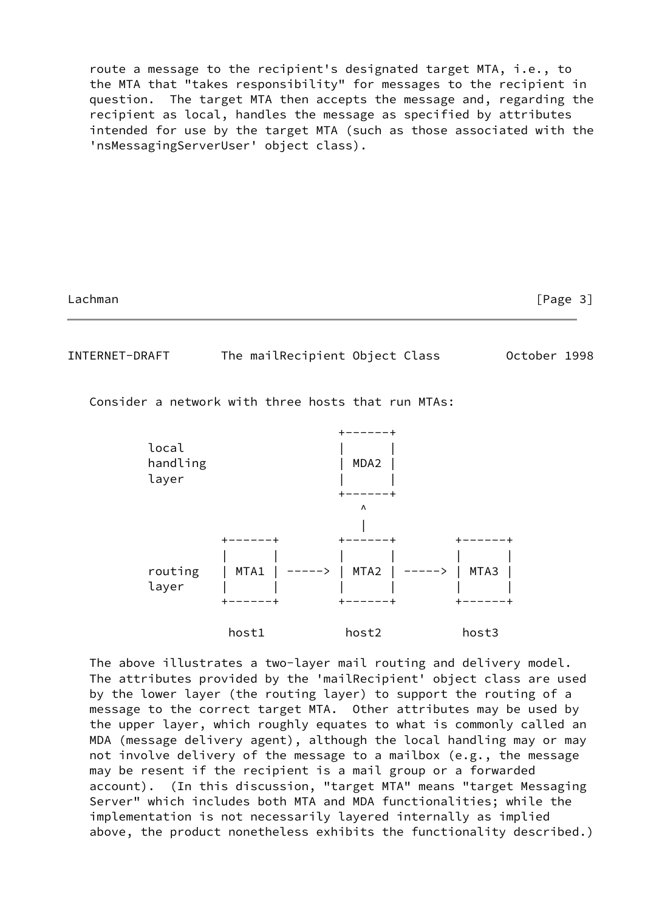route a message to the recipient's designated target MTA, i.e., to the MTA that "takes responsibility" for messages to the recipient in question. The target MTA then accepts the message and, regarding the recipient as local, handles the message as specified by attributes intended for use by the target MTA (such as those associated with the 'nsMessagingServerUser' object class).

Consider a network with three hosts that run MTAs:

```
                            +------+
        local               |      |
        handling            | MDA2 |
        layer               |      |
                            +------+
                               ^
                               |
               +------+     +------+     +------+
               |      |     |      |     |      |
        routing| MTA1 |---->| MTA2 |---->| MTA3 |
        layer  |      |     |      |     |      |
               +------+     +------+     +------+

                host1        host2        host3
```

The above illustrates a two-layer mail routing and delivery model. The attributes provided by the 'mailRecipient' object class are used by the lower layer (the routing layer) to support the routing of a message to the correct target MTA. Other attributes may be used by the upper layer, which roughly equates to what is commonly called an MDA (message delivery agent), although the local handling may or may not involve delivery of the message to a mailbox (e.g., the message may be resent if the recipient is a mail group or a forwarded account). (In this discussion, "target MTA" means "target Messaging Server" which includes both MTA and MDA functionalities; while the implementation is not necessarily layered internally as implied above, the product nonetheless exhibits the functionality described.)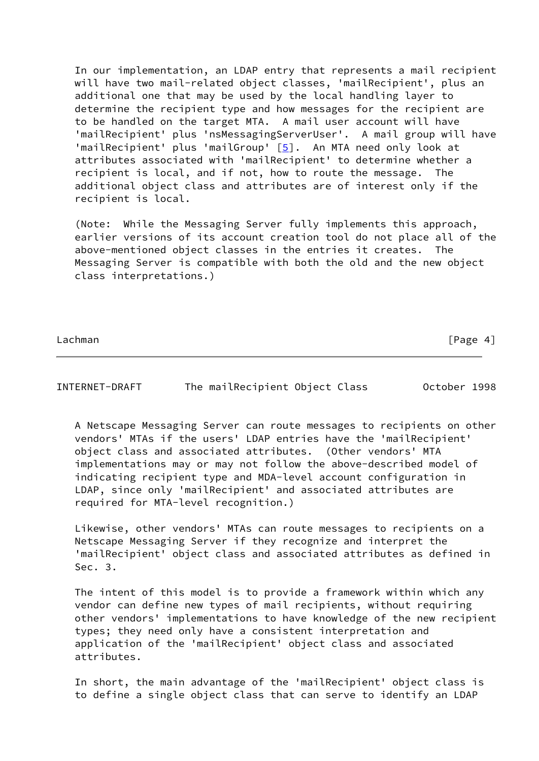In our implementation, an LDAP entry that represents a mail recipient will have two mail-related object classes, 'mailRecipient', plus an additional one that may be used by the local handling layer to determine the recipient type and how messages for the recipient are to be handled on the target MTA. A mail user account will have 'mailRecipient' plus 'nsMessagingServerUser'. A mail group will have 'mailRecipient' plus 'mailGroup' [5]. An MTA need only look at attributes associated with 'mailRecipient' to determine whether a recipient is local, and if not, how to route the message. The additional object class and attributes are of interest only if the recipient is local.

(Note: While the Messaging Server fully implements this approach, earlier versions of its account creation tool do not place all of the above-mentioned object classes in the entries it creates. The Messaging Server is compatible with both the old and the new object class interpretations.)

A Netscape Messaging Server can route messages to recipients on other vendors' MTAs if the users' LDAP entries have the 'mailRecipient' object class and associated attributes. (Other vendors' MTA implementations may or may not follow the above-described model of indicating recipient type and MDA-level account configuration in LDAP, since only 'mailRecipient' and associated attributes are required for MTA-level recognition.)

Likewise, other vendors' MTAs can route messages to recipients on a Netscape Messaging Server if they recognize and interpret the 'mailRecipient' object class and associated attributes as defined in Sec. 3.

The intent of this model is to provide a framework within which any vendor can define new types of mail recipients, without requiring other vendors' implementations to have knowledge of the new recipient types; they need only have a consistent interpretation and application of the 'mailRecipient' object class and associated attributes.

In short, the main advantage of the 'mailRecipient' object class is to define a single object class that can serve to identify an LDAP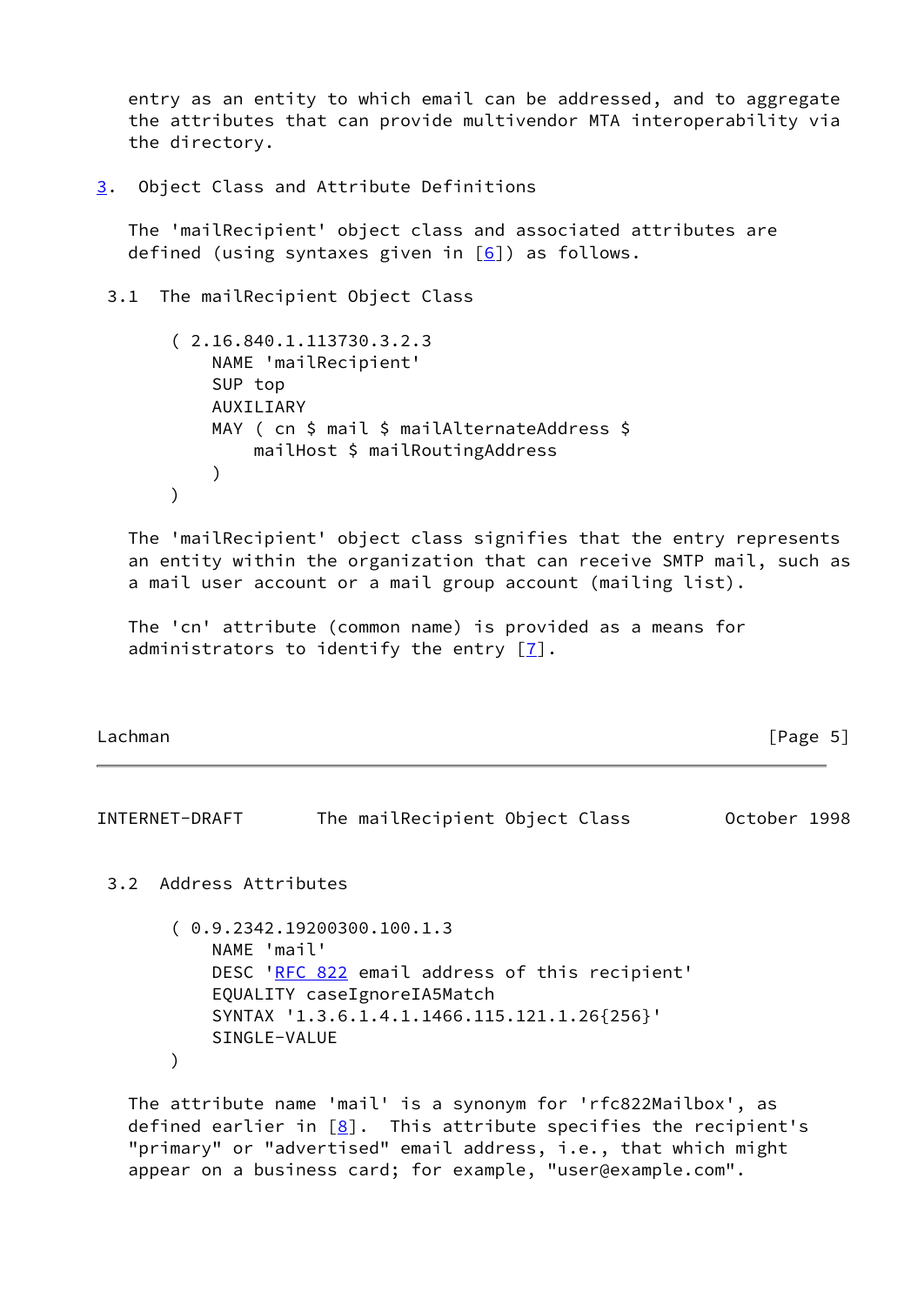entry as an entity to which email can be addressed, and to aggregate the attributes that can provide multivendor MTA interoperability via the directory.

## 3. Object Class and Attribute Definitions

The 'mailRecipient' object class and associated attributes are defined (using syntaxes given in [6]) as follows.

### 3.1 The mailRecipient Object Class

```
( 2.16.840.1.113730.3.2.3
    NAME 'mailRecipient'
    SUP top
    AUXILIARY
    MAY ( cn $ mail $ mailAlternateAddress $
        mailHost $ mailRoutingAddress
    )
)
```

The 'mailRecipient' object class signifies that the entry represents an entity within the organization that can receive SMTP mail, such as a mail user account or a mail group account (mailing list).

The 'cn' attribute (common name) is provided as a means for administrators to identify the entry [7].

### 3.2 Address Attributes

```
( 0.9.2342.19200300.100.1.3
    NAME 'mail'
    DESC 'RFC 822 email address of this recipient'
    EQUALITY caseIgnoreIA5Match
    SYNTAX '1.3.6.1.4.1.1466.115.121.1.26{256}'
    SINGLE-VALUE
)
```

The attribute name 'mail' is a synonym for 'rfc822Mailbox', as defined earlier in [8]. This attribute specifies the recipient's "primary" or "advertised" email address, i.e., that which might appear on a business card; for example, "user@example.com".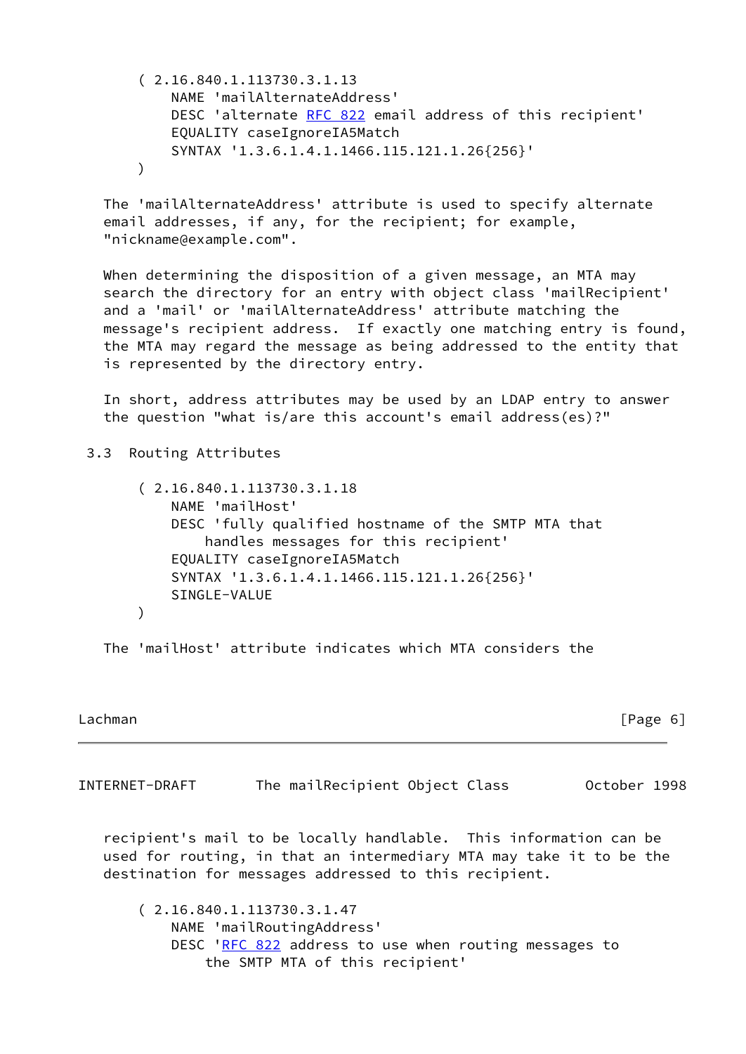```
( 2.16.840.1.113730.3.1.13
    NAME 'mailAlternateAddress'
    DESC 'alternate RFC 822 email address of this recipient'
    EQUALITY caseIgnoreIA5Match
    SYNTAX '1.3.6.1.4.1.1466.115.121.1.26{256}'
)
```

The 'mailAlternateAddress' attribute is used to specify alternate email addresses, if any, for the recipient; for example, "nickname@example.com".

When determining the disposition of a given message, an MTA may search the directory for an entry with object class 'mailRecipient' and a 'mail' or 'mailAlternateAddress' attribute matching the message's recipient address. If exactly one matching entry is found, the MTA may regard the message as being addressed to the entity that is represented by the directory entry.

In short, address attributes may be used by an LDAP entry to answer the question "what is/are this account's email address(es)?"

### 3.3 Routing Attributes

```
( 2.16.840.1.113730.3.1.18
    NAME 'mailHost'
    DESC 'fully qualified hostname of the SMTP MTA that
        handles messages for this recipient'
    EQUALITY caseIgnoreIA5Match
    SYNTAX '1.3.6.1.4.1.1466.115.121.1.26{256}'
    SINGLE-VALUE
)
```

The 'mailHost' attribute indicates which MTA considers the recipient's mail to be locally handlable. This information can be used for routing, in that an intermediary MTA may take it to be the destination for messages addressed to this recipient.

```
( 2.16.840.1.113730.3.1.47
    NAME 'mailRoutingAddress'
    DESC 'RFC 822 address to use when routing messages to
        the SMTP MTA of this recipient'
```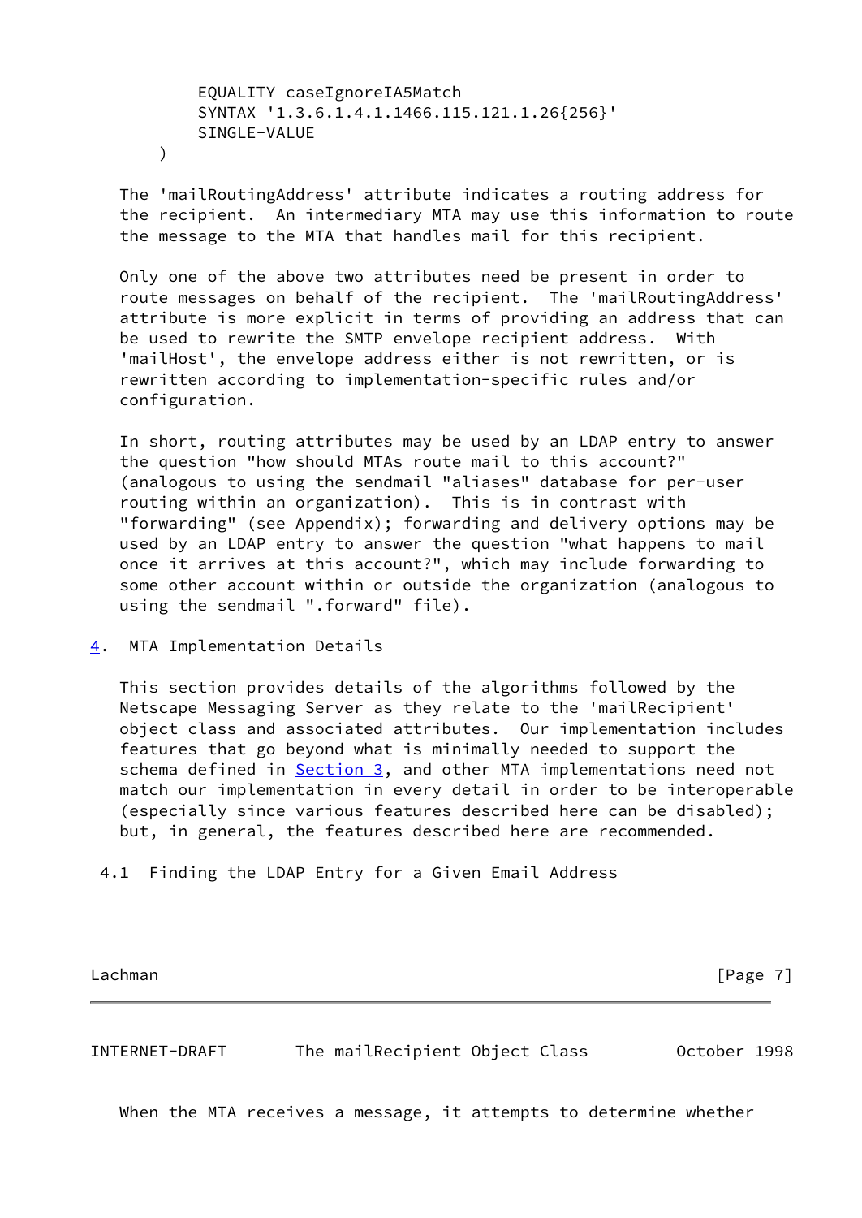```
        EQUALITY caseIgnoreIA5Match
        SYNTAX '1.3.6.1.4.1.1466.115.121.1.26{256}'
        SINGLE-VALUE
    )
```

The 'mailRoutingAddress' attribute indicates a routing address for the recipient. An intermediary MTA may use this information to route the message to the MTA that handles mail for this recipient.

Only one of the above two attributes need be present in order to route messages on behalf of the recipient. The 'mailRoutingAddress' attribute is more explicit in terms of providing an address that can be used to rewrite the SMTP envelope recipient address. With 'mailHost', the envelope address either is not rewritten, or is rewritten according to implementation-specific rules and/or configuration.

In short, routing attributes may be used by an LDAP entry to answer the question "how should MTAs route mail to this account?" (analogous to using the sendmail "aliases" database for per-user routing within an organization). This is in contrast with "forwarding" (see Appendix); forwarding and delivery options may be used by an LDAP entry to answer the question "what happens to mail once it arrives at this account?", which may include forwarding to some other account within or outside the organization (analogous to using the sendmail ".forward" file).

## 4. MTA Implementation Details

This section provides details of the algorithms followed by the Netscape Messaging Server as they relate to the 'mailRecipient' object class and associated attributes. Our implementation includes features that go beyond what is minimally needed to support the schema defined in Section 3, and other MTA implementations need not match our implementation in every detail in order to be interoperable (especially since various features described here can be disabled); but, in general, the features described here are recommended.

### 4.1 Finding the LDAP Entry for a Given Email Address

When the MTA receives a message, it attempts to determine whether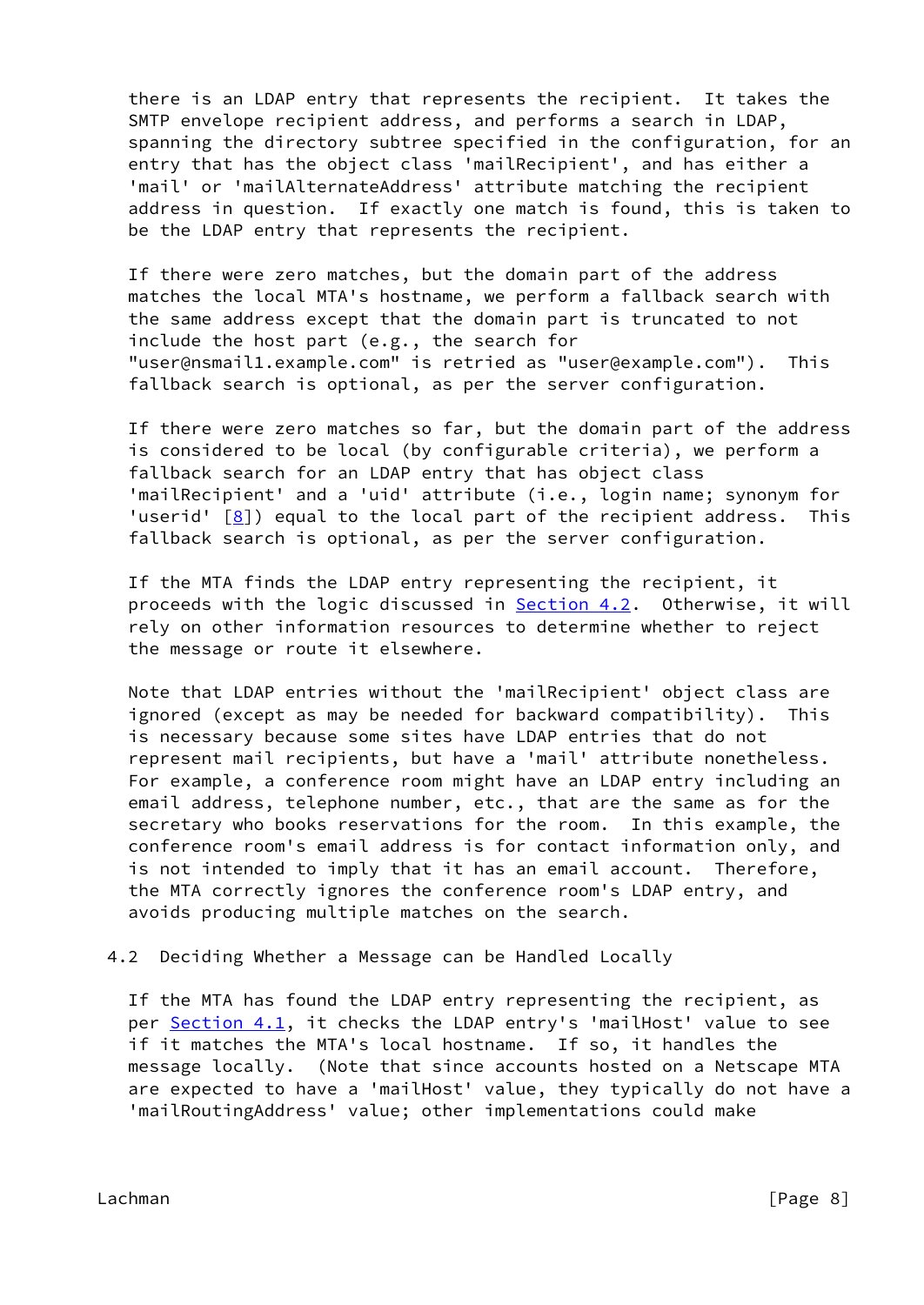there is an LDAP entry that represents the recipient. It takes the SMTP envelope recipient address, and performs a search in LDAP, spanning the directory subtree specified in the configuration, for an entry that has the object class 'mailRecipient', and has either a 'mail' or 'mailAlternateAddress' attribute matching the recipient address in question. If exactly one match is found, this is taken to be the LDAP entry that represents the recipient.

If there were zero matches, but the domain part of the address matches the local MTA's hostname, we perform a fallback search with the same address except that the domain part is truncated to not include the host part (e.g., the search for "user@nsmail1.example.com" is retried as "user@example.com"). This fallback search is optional, as per the server configuration.

If there were zero matches so far, but the domain part of the address is considered to be local (by configurable criteria), we perform a fallback search for an LDAP entry that has object class 'mailRecipient' and a 'uid' attribute (i.e., login name; synonym for 'userid' [8]) equal to the local part of the recipient address. This fallback search is optional, as per the server configuration.

If the MTA finds the LDAP entry representing the recipient, it proceeds with the logic discussed in Section 4.2. Otherwise, it will rely on other information resources to determine whether to reject the message or route it elsewhere.

Note that LDAP entries without the 'mailRecipient' object class are ignored (except as may be needed for backward compatibility). This is necessary because some sites have LDAP entries that do not represent mail recipients, but have a 'mail' attribute nonetheless. For example, a conference room might have an LDAP entry including an email address, telephone number, etc., that are the same as for the secretary who books reservations for the room. In this example, the conference room's email address is for contact information only, and is not intended to imply that it has an email account. Therefore, the MTA correctly ignores the conference room's LDAP entry, and avoids producing multiple matches on the search.

## 4.2 Deciding Whether a Message can be Handled Locally

If the MTA has found the LDAP entry representing the recipient, as per Section 4.1, it checks the LDAP entry's 'mailHost' value to see if it matches the MTA's local hostname. If so, it handles the message locally. (Note that since accounts hosted on a Netscape MTA are expected to have a 'mailHost' value, they typically do not have a 'mailRoutingAddress' value; other implementations could make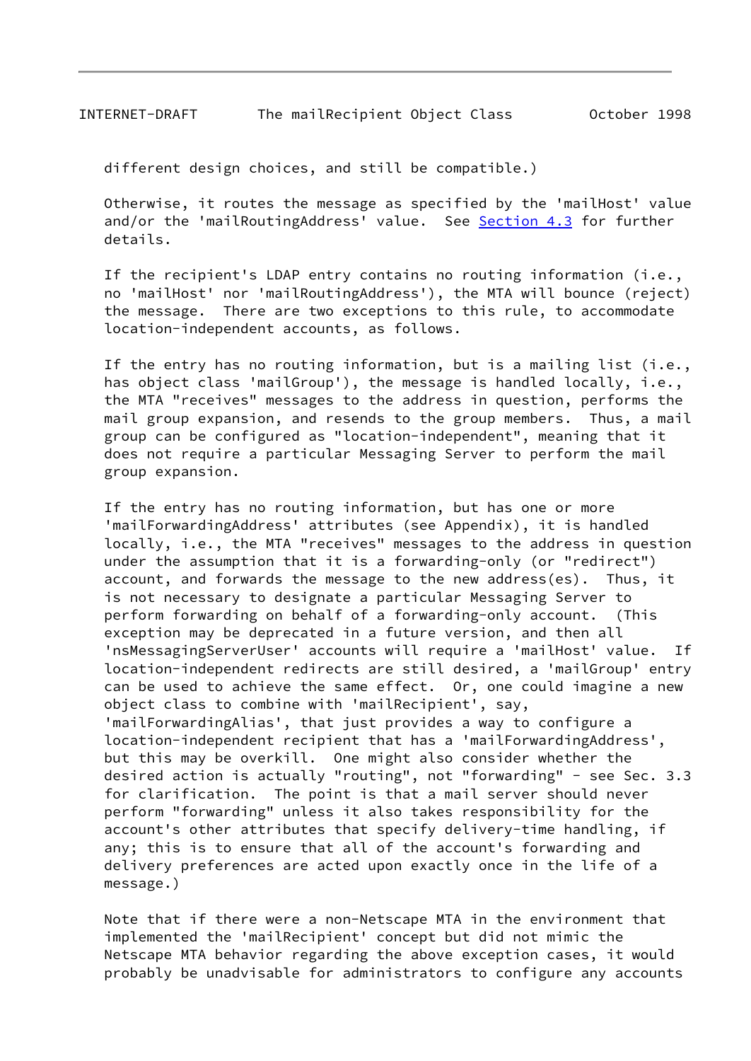different design choices, and still be compatible.)

Otherwise, it routes the message as specified by the 'mailHost' value and/or the 'mailRoutingAddress' value. See Section 4.3 for further details.

If the recipient's LDAP entry contains no routing information (i.e., no 'mailHost' nor 'mailRoutingAddress'), the MTA will bounce (reject) the message. There are two exceptions to this rule, to accommodate location-independent accounts, as follows.

If the entry has no routing information, but is a mailing list (i.e., has object class 'mailGroup'), the message is handled locally, i.e., the MTA "receives" messages to the address in question, performs the mail group expansion, and resends to the group members. Thus, a mail group can be configured as "location-independent", meaning that it does not require a particular Messaging Server to perform the mail group expansion.

If the entry has no routing information, but has one or more 'mailForwardingAddress' attributes (see Appendix), it is handled locally, i.e., the MTA "receives" messages to the address in question under the assumption that it is a forwarding-only (or "redirect") account, and forwards the message to the new address(es). Thus, it is not necessary to designate a particular Messaging Server to perform forwarding on behalf of a forwarding-only account. (This exception may be deprecated in a future version, and then all 'nsMessagingServerUser' accounts will require a 'mailHost' value. If location-independent redirects are still desired, a 'mailGroup' entry can be used to achieve the same effect. Or, one could imagine a new object class to combine with 'mailRecipient', say, 'mailForwardingAlias', that just provides a way to configure a location-independent recipient that has a 'mailForwardingAddress', but this may be overkill. One might also consider whether the desired action is actually "routing", not "forwarding" - see Sec. 3.3 for clarification. The point is that a mail server should never perform "forwarding" unless it also takes responsibility for the account's other attributes that specify delivery-time handling, if any; this is to ensure that all of the account's forwarding and delivery preferences are acted upon exactly once in the life of a message.)

Note that if there were a non-Netscape MTA in the environment that implemented the 'mailRecipient' concept but did not mimic the Netscape MTA behavior regarding the above exception cases, it would probably be unadvisable for administrators to configure any accounts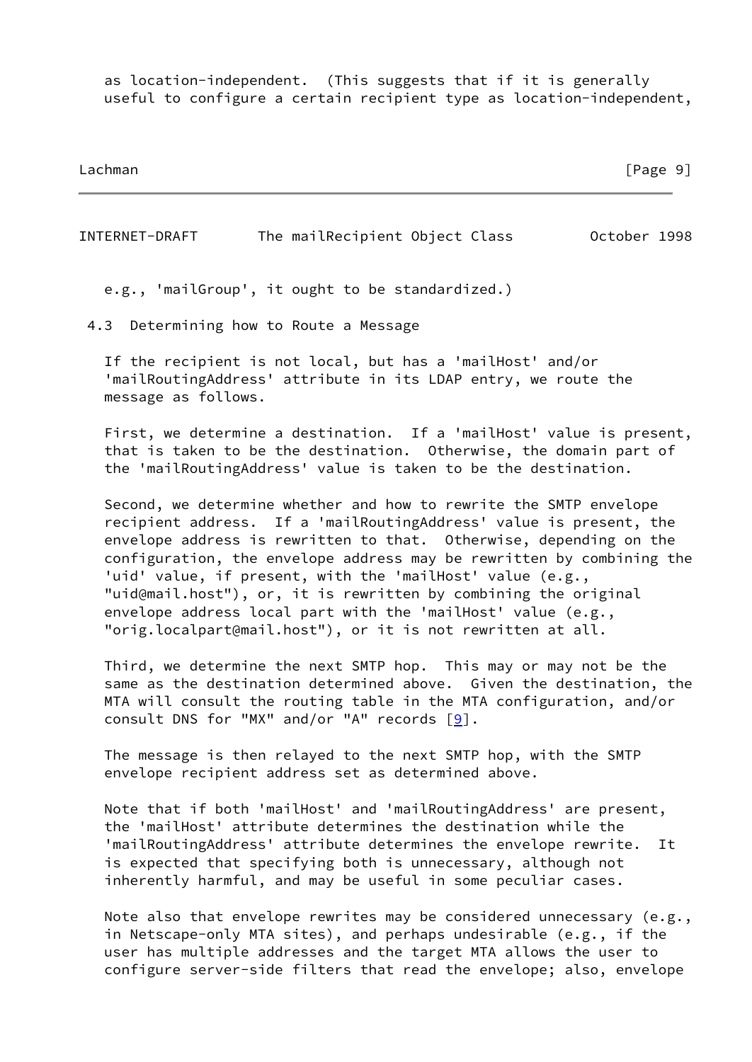as location-independent. (This suggests that if it is generally useful to configure a certain recipient type as location-independent, e.g., 'mailGroup', it ought to be standardized.)

### 4.3 Determining how to Route a Message

If the recipient is not local, but has a 'mailHost' and/or 'mailRoutingAddress' attribute in its LDAP entry, we route the message as follows.

First, we determine a destination. If a 'mailHost' value is present, that is taken to be the destination. Otherwise, the domain part of the 'mailRoutingAddress' value is taken to be the destination.

Second, we determine whether and how to rewrite the SMTP envelope recipient address. If a 'mailRoutingAddress' value is present, the envelope address is rewritten to that. Otherwise, depending on the configuration, the envelope address may be rewritten by combining the 'uid' value, if present, with the 'mailHost' value (e.g., "uid@mail.host"), or, it is rewritten by combining the original envelope address local part with the 'mailHost' value (e.g., "orig.localpart@mail.host"), or it is not rewritten at all.

Third, we determine the next SMTP hop. This may or may not be the same as the destination determined above. Given the destination, the MTA will consult the routing table in the MTA configuration, and/or consult DNS for "MX" and/or "A" records [9].

The message is then relayed to the next SMTP hop, with the SMTP envelope recipient address set as determined above.

Note that if both 'mailHost' and 'mailRoutingAddress' are present, the 'mailHost' attribute determines the destination while the 'mailRoutingAddress' attribute determines the envelope rewrite. It is expected that specifying both is unnecessary, although not inherently harmful, and may be useful in some peculiar cases.

Note also that envelope rewrites may be considered unnecessary (e.g., in Netscape-only MTA sites), and perhaps undesirable (e.g., if the user has multiple addresses and the target MTA allows the user to configure server-side filters that read the envelope; also, envelope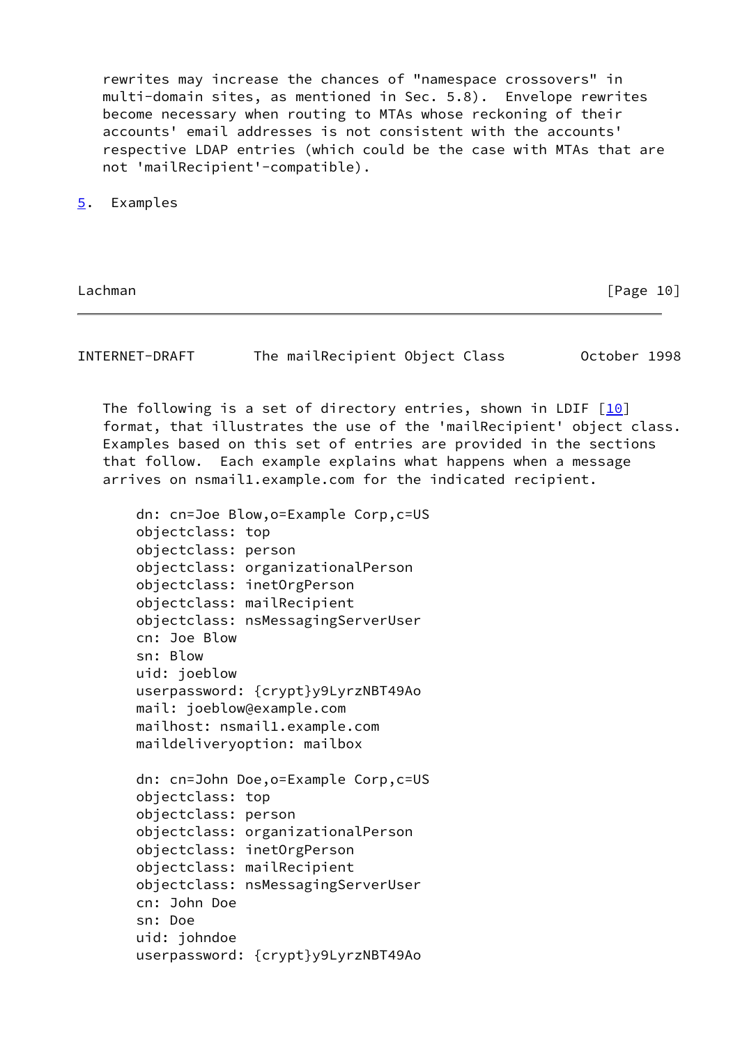rewrites may increase the chances of "namespace crossovers" in multi-domain sites, as mentioned in Sec. 5.8). Envelope rewrites become necessary when routing to MTAs whose reckoning of their accounts' email addresses is not consistent with the accounts' respective LDAP entries (which could be the case with MTAs that are not 'mailRecipient'-compatible).

## 5. Examples

The following is a set of directory entries, shown in LDIF [10] format, that illustrates the use of the 'mailRecipient' object class. Examples based on this set of entries are provided in the sections that follow. Each example explains what happens when a message arrives on nsmail1.example.com for the indicated recipient.

```
dn: cn=Joe Blow,o=Example Corp,c=US
objectclass: top
objectclass: person
objectclass: organizationalPerson
objectclass: inetOrgPerson
objectclass: mailRecipient
objectclass: nsMessagingServerUser
cn: Joe Blow
sn: Blow
uid: joeblow
userpassword: {crypt}y9LyrzNBT49Ao
mail: joeblow@example.com
mailhost: nsmail1.example.com
maildeliveryoption: mailbox

dn: cn=John Doe,o=Example Corp,c=US
objectclass: top
objectclass: person
objectclass: organizationalPerson
objectclass: inetOrgPerson
objectclass: mailRecipient
objectclass: nsMessagingServerUser
cn: John Doe
sn: Doe
uid: johndoe
userpassword: {crypt}y9LyrzNBT49Ao
```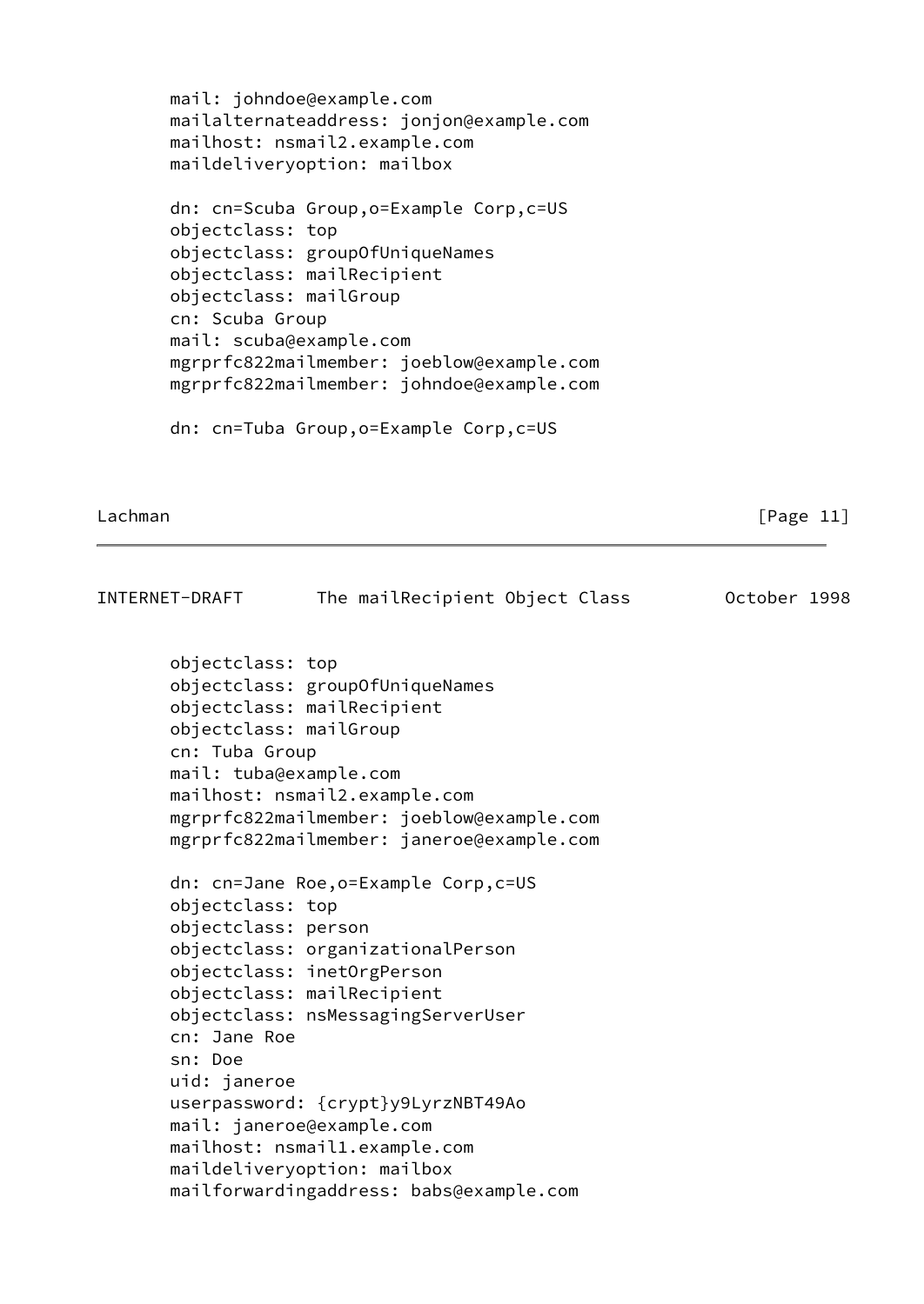```
mail: johndoe@example.com
mailalternateaddress: jonjon@example.com
mailhost: nsmail2.example.com
maildeliveryoption: mailbox

dn: cn=Scuba Group,o=Example Corp,c=US
objectclass: top
objectclass: groupOfUniqueNames
objectclass: mailRecipient
objectclass: mailGroup
cn: Scuba Group
mail: scuba@example.com
mgrprfc822mailmember: joeblow@example.com
mgrprfc822mailmember: johndoe@example.com

dn: cn=Tuba Group,o=Example Corp,c=US
objectclass: top
objectclass: groupOfUniqueNames
objectclass: mailRecipient
objectclass: mailGroup
cn: Tuba Group
mail: tuba@example.com
mailhost: nsmail2.example.com
mgrprfc822mailmember: joeblow@example.com
mgrprfc822mailmember: janeroe@example.com

dn: cn=Jane Roe,o=Example Corp,c=US
objectclass: top
objectclass: person
objectclass: organizationalPerson
objectclass: inetOrgPerson
objectclass: mailRecipient
objectclass: nsMessagingServerUser
cn: Jane Roe
sn: Doe
uid: janeroe
userpassword: {crypt}y9LyrzNBT49Ao
mail: janeroe@example.com
mailhost: nsmail1.example.com
maildeliveryoption: mailbox
mailforwardingaddress: babs@example.com
```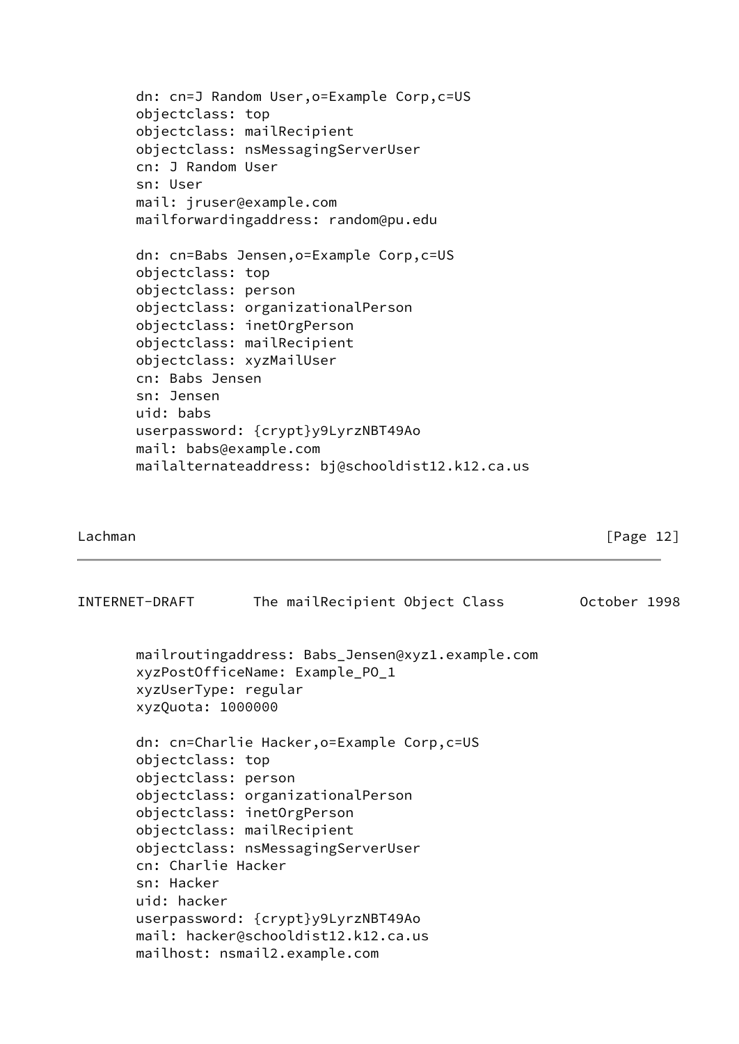```
dn: cn=J Random User,o=Example Corp,c=US
objectclass: top
objectclass: mailRecipient
objectclass: nsMessagingServerUser
cn: J Random User
sn: User
mail: jruser@example.com
mailforwardingaddress: random@pu.edu

dn: cn=Babs Jensen,o=Example Corp,c=US
objectclass: top
objectclass: person
objectclass: organizationalPerson
objectclass: inetOrgPerson
objectclass: mailRecipient
objectclass: xyzMailUser
cn: Babs Jensen
sn: Jensen
uid: babs
userpassword: {crypt}y9LyrzNBT49Ao
mail: babs@example.com
mailalternateaddress: bj@schooldist12.k12.ca.us
mailroutingaddress: Babs_Jensen@xyz1.example.com
xyzPostOfficeName: Example_PO_1
xyzUserType: regular
xyzQuota: 1000000

dn: cn=Charlie Hacker,o=Example Corp,c=US
objectclass: top
objectclass: person
objectclass: organizationalPerson
objectclass: inetOrgPerson
objectclass: mailRecipient
objectclass: nsMessagingServerUser
cn: Charlie Hacker
sn: Hacker
uid: hacker
userpassword: {crypt}y9LyrzNBT49Ao
mail: hacker@schooldist12.k12.ca.us
mailhost: nsmail2.example.com
```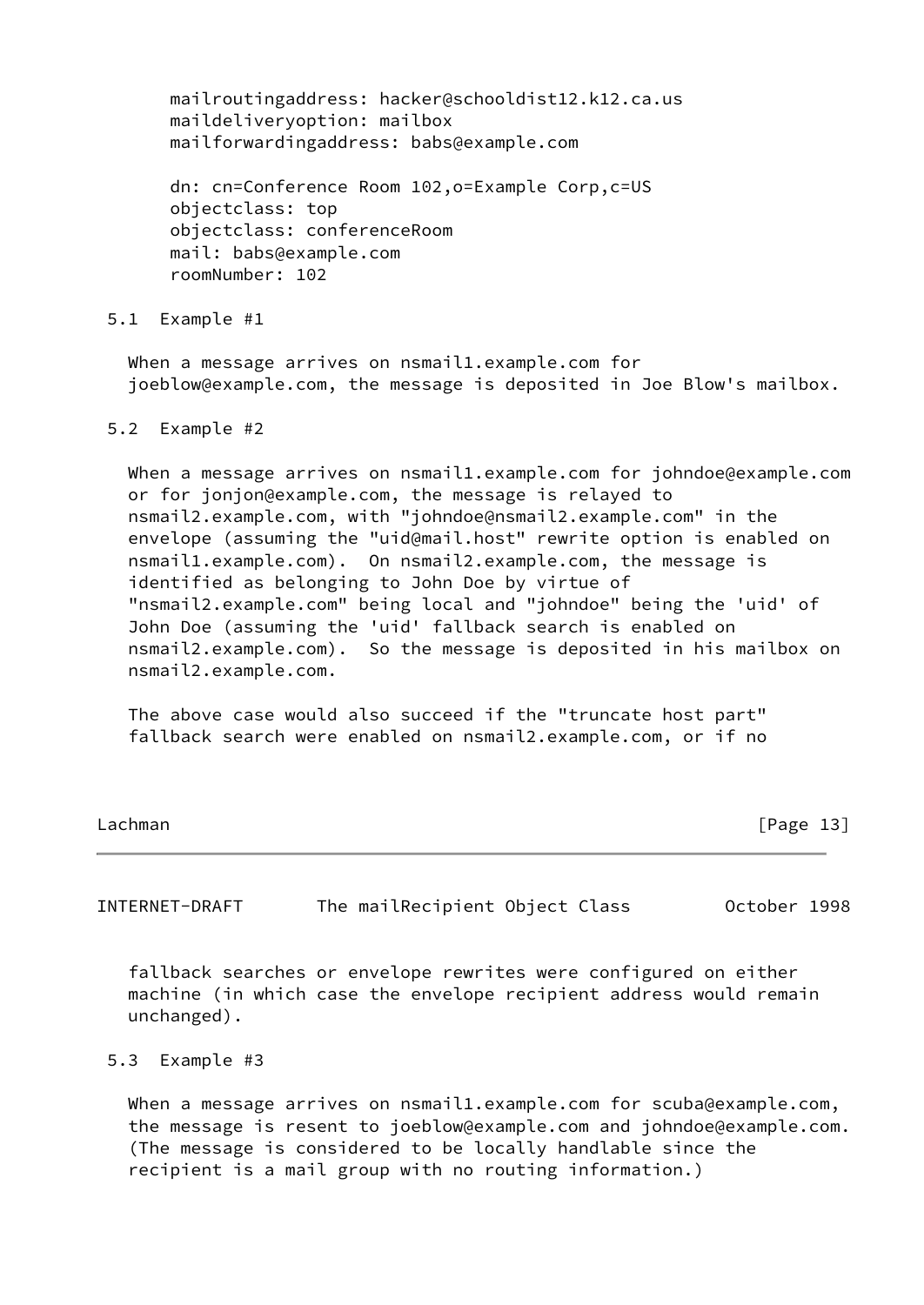```
mailroutingaddress: hacker@schooldist12.k12.ca.us
maildeliveryoption: mailbox
mailforwardingaddress: babs@example.com

dn: cn=Conference Room 102,o=Example Corp,c=US
objectclass: top
objectclass: conferenceRoom
mail: babs@example.com
roomNumber: 102
```

### 5.1 Example #1

When a message arrives on nsmail1.example.com for joeblow@example.com, the message is deposited in Joe Blow's mailbox.

### 5.2 Example #2

When a message arrives on nsmail1.example.com for johndoe@example.com or for jonjon@example.com, the message is relayed to nsmail2.example.com, with "johndoe@nsmail2.example.com" in the envelope (assuming the "uid@mail.host" rewrite option is enabled on nsmail1.example.com). On nsmail2.example.com, the message is identified as belonging to John Doe by virtue of "nsmail2.example.com" being local and "johndoe" being the 'uid' of John Doe (assuming the 'uid' fallback search is enabled on nsmail2.example.com). So the message is deposited in his mailbox on nsmail2.example.com.

The above case would also succeed if the "truncate host part" fallback search were enabled on nsmail2.example.com, or if no fallback searches or envelope rewrites were configured on either machine (in which case the envelope recipient address would remain unchanged).

### 5.3 Example #3

When a message arrives on nsmail1.example.com for scuba@example.com, the message is resent to joeblow@example.com and johndoe@example.com. (The message is considered to be locally handlable since the recipient is a mail group with no routing information.)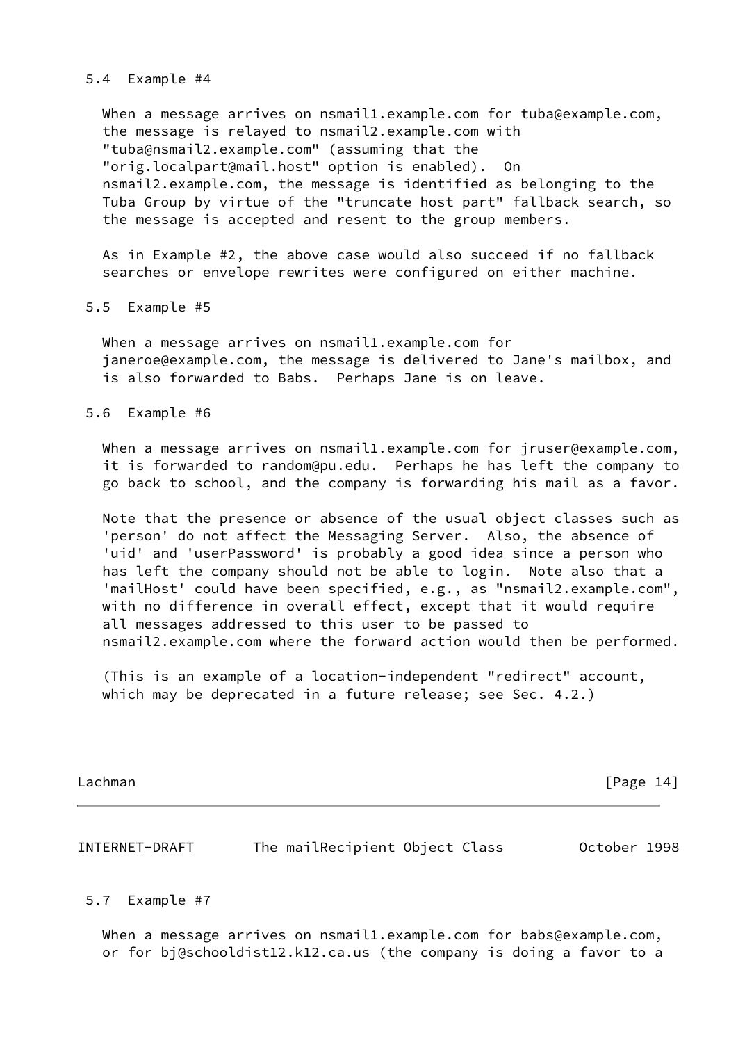### 5.4 Example #4

When a message arrives on nsmail1.example.com for tuba@example.com, the message is relayed to nsmail2.example.com with "tuba@nsmail2.example.com" (assuming that the "orig.localpart@mail.host" option is enabled). On nsmail2.example.com, the message is identified as belonging to the Tuba Group by virtue of the "truncate host part" fallback search, so the message is accepted and resent to the group members.

As in Example #2, the above case would also succeed if no fallback searches or envelope rewrites were configured on either machine.

### 5.5 Example #5

When a message arrives on nsmail1.example.com for janeroe@example.com, the message is delivered to Jane's mailbox, and is also forwarded to Babs. Perhaps Jane is on leave.

### 5.6 Example #6

When a message arrives on nsmail1.example.com for jruser@example.com, it is forwarded to random@pu.edu. Perhaps he has left the company to go back to school, and the company is forwarding his mail as a favor.

Note that the presence or absence of the usual object classes such as 'person' do not affect the Messaging Server. Also, the absence of 'uid' and 'userPassword' is probably a good idea since a person who has left the company should not be able to login. Note also that a 'mailHost' could have been specified, e.g., as "nsmail2.example.com", with no difference in overall effect, except that it would require all messages addressed to this user to be passed to nsmail2.example.com where the forward action would then be performed.

(This is an example of a location-independent "redirect" account, which may be deprecated in a future release; see Sec. 4.2.)

### 5.7 Example #7

When a message arrives on nsmail1.example.com for babs@example.com, or for bj@schooldist12.k12.ca.us (the company is doing a favor to a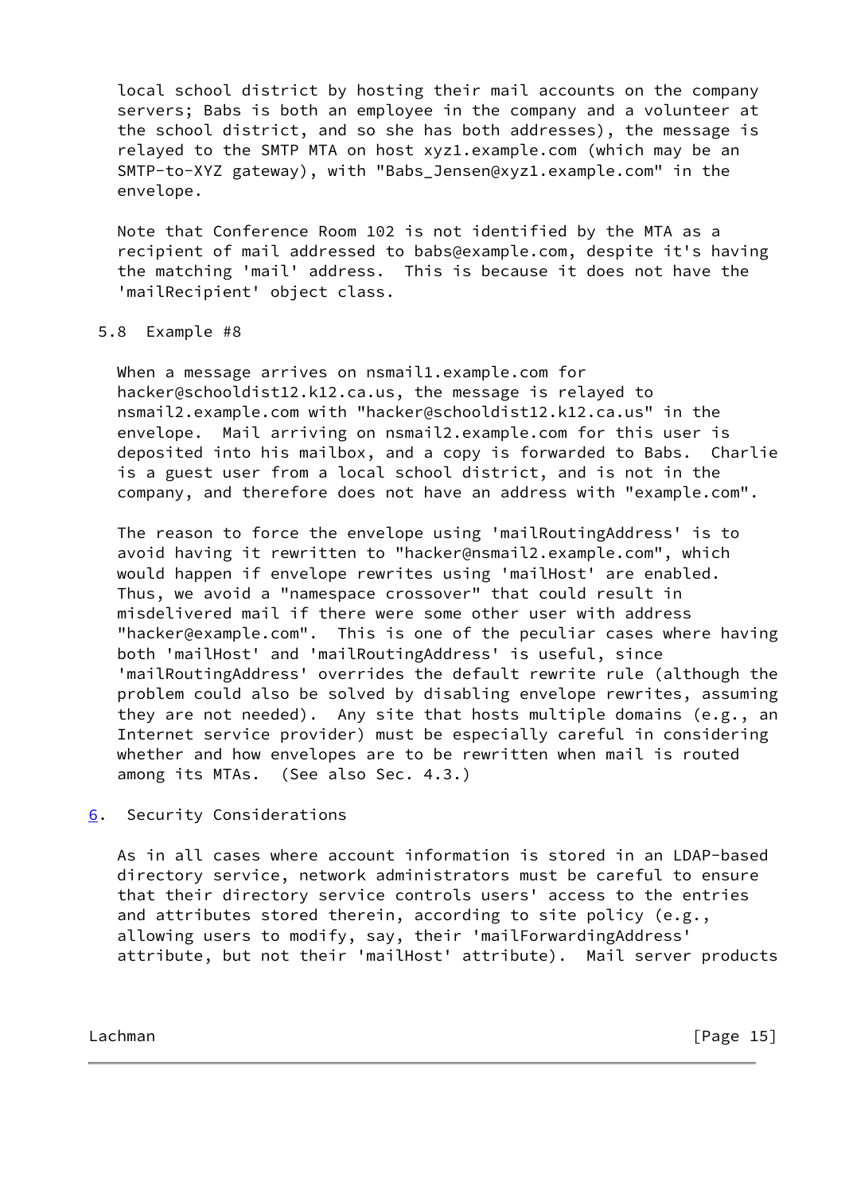local school district by hosting their mail accounts on the company servers; Babs is both an employee in the company and a volunteer at the school district, and so she has both addresses), the message is relayed to the SMTP MTA on host xyz1.example.com (which may be an SMTP-to-XYZ gateway), with "Babs_Jensen@xyz1.example.com" in the envelope.

Note that Conference Room 102 is not identified by the MTA as a recipient of mail addressed to babs@example.com, despite it's having the matching 'mail' address. This is because it does not have the 'mailRecipient' object class.

### 5.8 Example #8

When a message arrives on nsmail1.example.com for hacker@schooldist12.k12.ca.us, the message is relayed to nsmail2.example.com with "hacker@schooldist12.k12.ca.us" in the envelope. Mail arriving on nsmail2.example.com for this user is deposited into his mailbox, and a copy is forwarded to Babs. Charlie is a guest user from a local school district, and is not in the company, and therefore does not have an address with "example.com".

The reason to force the envelope using 'mailRoutingAddress' is to avoid having it rewritten to "hacker@nsmail2.example.com", which would happen if envelope rewrites using 'mailHost' are enabled. Thus, we avoid a "namespace crossover" that could result in misdelivered mail if there were some other user with address "hacker@example.com". This is one of the peculiar cases where having both 'mailHost' and 'mailRoutingAddress' is useful, since 'mailRoutingAddress' overrides the default rewrite rule (although the problem could also be solved by disabling envelope rewrites, assuming they are not needed). Any site that hosts multiple domains (e.g., an Internet service provider) must be especially careful in considering whether and how envelopes are to be rewritten when mail is routed among its MTAs. (See also Sec. 4.3.)

## 6. Security Considerations

As in all cases where account information is stored in an LDAP-based directory service, network administrators must be careful to ensure that their directory service controls users' access to the entries and attributes stored therein, according to site policy (e.g., allowing users to modify, say, their 'mailForwardingAddress' attribute, but not their 'mailHost' attribute). Mail server products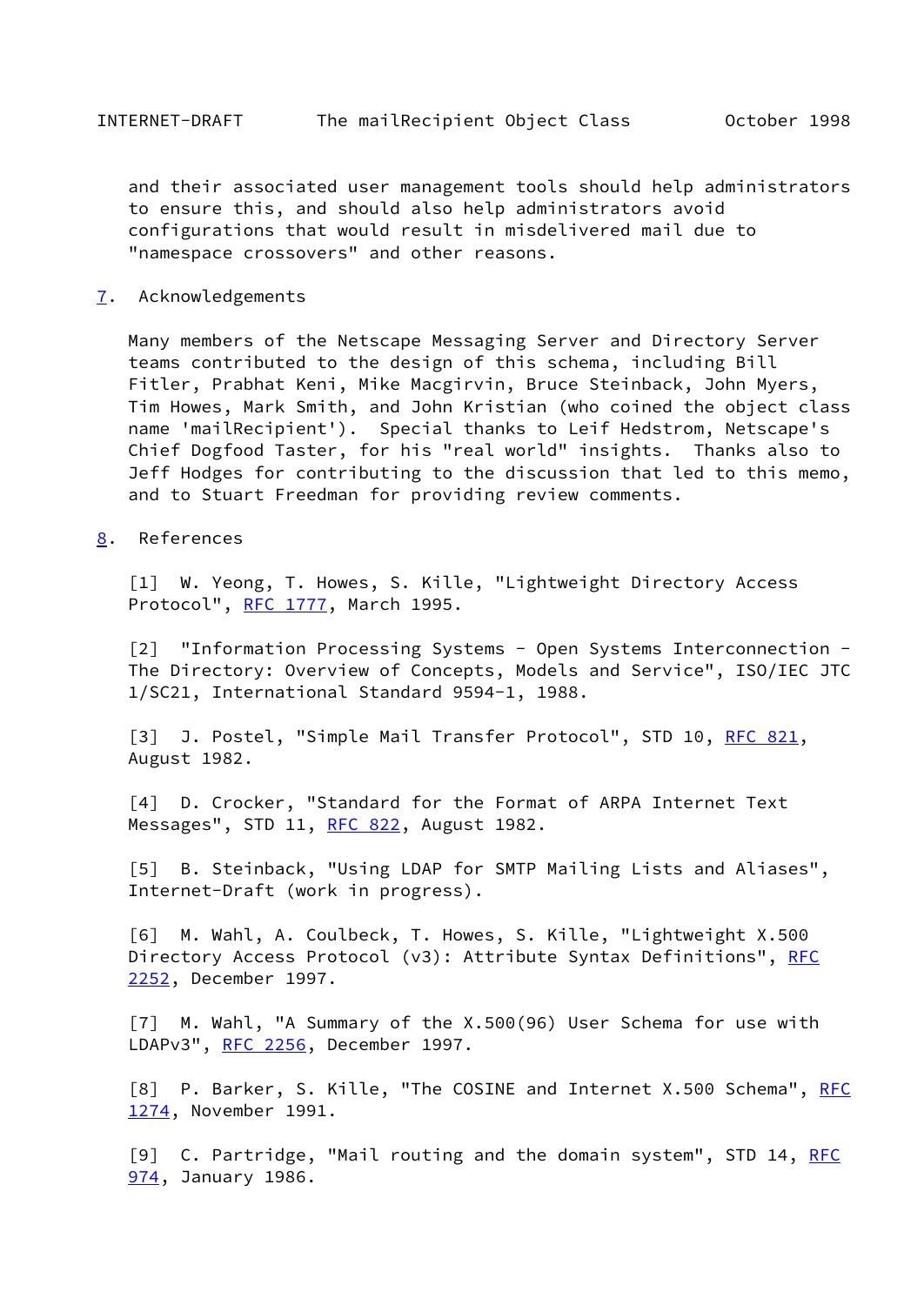and their associated user management tools should help administrators to ensure this, and should also help administrators avoid configurations that would result in misdelivered mail due to "namespace crossovers" and other reasons.

## 7. Acknowledgements

Many members of the Netscape Messaging Server and Directory Server teams contributed to the design of this schema, including Bill Fitler, Prabhat Keni, Mike Macgirvin, Bruce Steinback, John Myers, Tim Howes, Mark Smith, and John Kristian (who coined the object class name 'mailRecipient'). Special thanks to Leif Hedstrom, Netscape's Chief Dogfood Taster, for his "real world" insights. Thanks also to Jeff Hodges for contributing to the discussion that led to this memo, and to Stuart Freedman for providing review comments.

## 8. References

[1] W. Yeong, T. Howes, S. Kille, "Lightweight Directory Access Protocol", RFC 1777, March 1995.

[2] "Information Processing Systems - Open Systems Interconnection - The Directory: Overview of Concepts, Models and Service", ISO/IEC JTC 1/SC21, International Standard 9594-1, 1988.

[3] J. Postel, "Simple Mail Transfer Protocol", STD 10, RFC 821, August 1982.

[4] D. Crocker, "Standard for the Format of ARPA Internet Text Messages", STD 11, RFC 822, August 1982.

[5] B. Steinback, "Using LDAP for SMTP Mailing Lists and Aliases", Internet-Draft (work in progress).

[6] M. Wahl, A. Coulbeck, T. Howes, S. Kille, "Lightweight X.500 Directory Access Protocol (v3): Attribute Syntax Definitions", RFC 2252, December 1997.

[7] M. Wahl, "A Summary of the X.500(96) User Schema for use with LDAPv3", RFC 2256, December 1997.

[8] P. Barker, S. Kille, "The COSINE and Internet X.500 Schema", RFC 1274, November 1991.

[9] C. Partridge, "Mail routing and the domain system", STD 14, RFC 974, January 1986.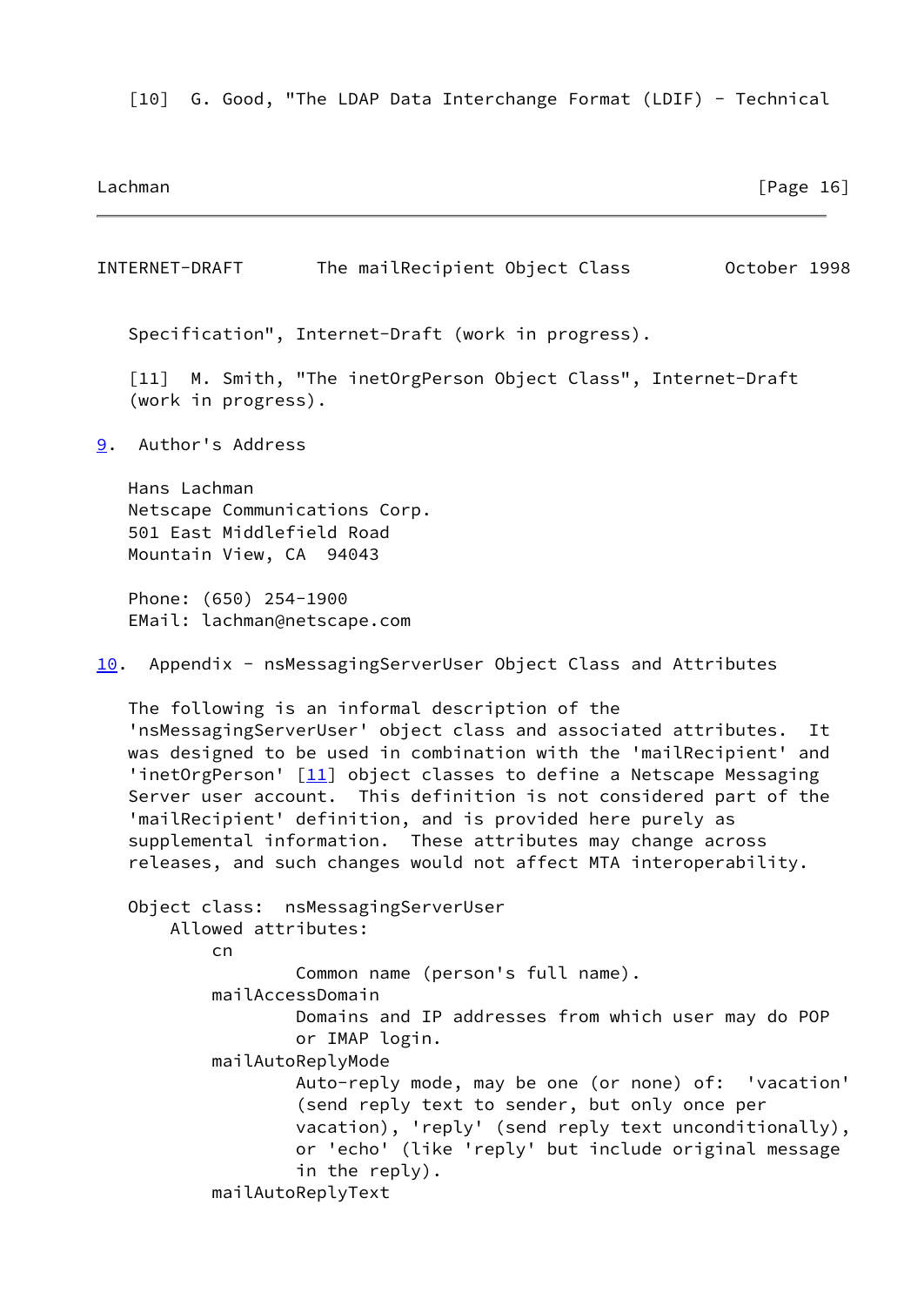[10]  G. Good, "The LDAP Data Interchange Format (LDIF) - Technical Specification", Internet-Draft (work in progress).

[11]  M. Smith, "The inetOrgPerson Object Class", Internet-Draft (work in progress).

## 9. Author's Address

Hans Lachman
Netscape Communications Corp.
501 East Middlefield Road
Mountain View, CA  94043

Phone: (650) 254-1900
EMail: lachman@netscape.com

## 10. Appendix - nsMessagingServerUser Object Class and Attributes

The following is an informal description of the 'nsMessagingServerUser' object class and associated attributes.  It was designed to be used in combination with the 'mailRecipient' and 'inetOrgPerson' [11] object classes to define a Netscape Messaging Server user account.  This definition is not considered part of the 'mailRecipient' definition, and is provided here purely as supplemental information.  These attributes may change across releases, and such changes would not affect MTA interoperability.

```
Object class:  nsMessagingServerUser
    Allowed attributes:
        cn
                Common name (person's full name).
        mailAccessDomain
                Domains and IP addresses from which user may do POP
                or IMAP login.
        mailAutoReplyMode
                Auto-reply mode, may be one (or none) of:  'vacation'
                (send reply text to sender, but only once per
                vacation), 'reply' (send reply text unconditionally),
                or 'echo' (like 'reply' but include original message
                in the reply).
        mailAutoReplyText
```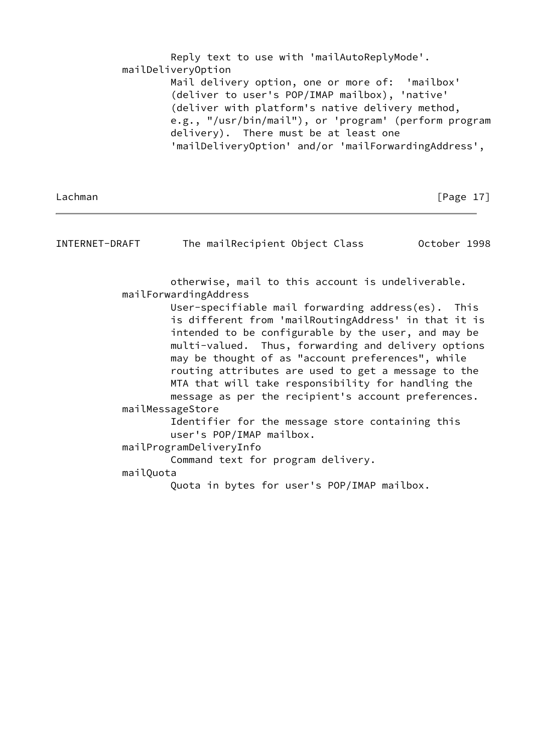Reply text to use with 'mailAutoReplyMode'.

mailDeliveryOption
: Mail delivery option, one or more of: 'mailbox' (deliver to user's POP/IMAP mailbox), 'native' (deliver with platform's native delivery method, e.g., "/usr/bin/mail"), or 'program' (perform program delivery). There must be at least one 'mailDeliveryOption' and/or 'mailForwardingAddress', otherwise, mail to this account is undeliverable.

mailForwardingAddress
: User-specifiable mail forwarding address(es). This is different from 'mailRoutingAddress' in that it is intended to be configurable by the user, and may be multi-valued. Thus, forwarding and delivery options may be thought of as "account preferences", while routing attributes are used to get a message to the MTA that will take responsibility for handling the message as per the recipient's account preferences.

mailMessageStore
: Identifier for the message store containing this user's POP/IMAP mailbox.

mailProgramDeliveryInfo
: Command text for program delivery.

mailQuota
: Quota in bytes for user's POP/IMAP mailbox.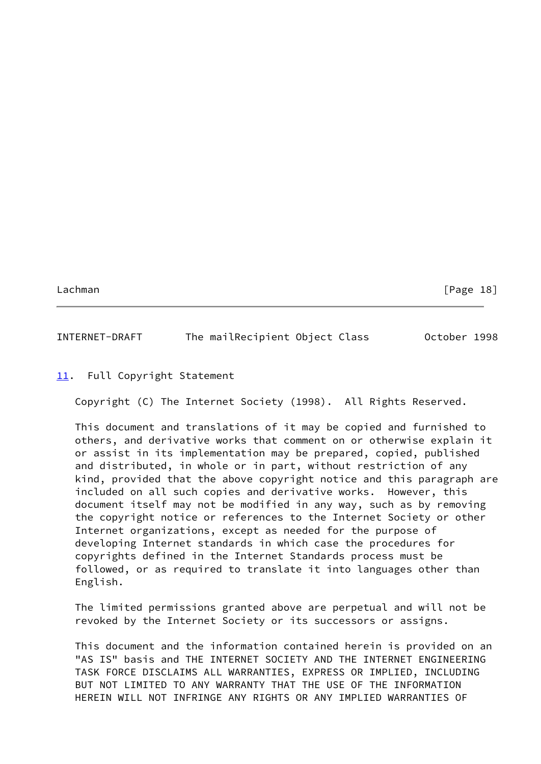## 11. Full Copyright Statement

Copyright (C) The Internet Society (1998). All Rights Reserved.

This document and translations of it may be copied and furnished to others, and derivative works that comment on or otherwise explain it or assist in its implementation may be prepared, copied, published and distributed, in whole or in part, without restriction of any kind, provided that the above copyright notice and this paragraph are included on all such copies and derivative works. However, this document itself may not be modified in any way, such as by removing the copyright notice or references to the Internet Society or other Internet organizations, except as needed for the purpose of developing Internet standards in which case the procedures for copyrights defined in the Internet Standards process must be followed, or as required to translate it into languages other than English.

The limited permissions granted above are perpetual and will not be revoked by the Internet Society or its successors or assigns.

This document and the information contained herein is provided on an "AS IS" basis and THE INTERNET SOCIETY AND THE INTERNET ENGINEERING TASK FORCE DISCLAIMS ALL WARRANTIES, EXPRESS OR IMPLIED, INCLUDING BUT NOT LIMITED TO ANY WARRANTY THAT THE USE OF THE INFORMATION HEREIN WILL NOT INFRINGE ANY RIGHTS OR ANY IMPLIED WARRANTIES OF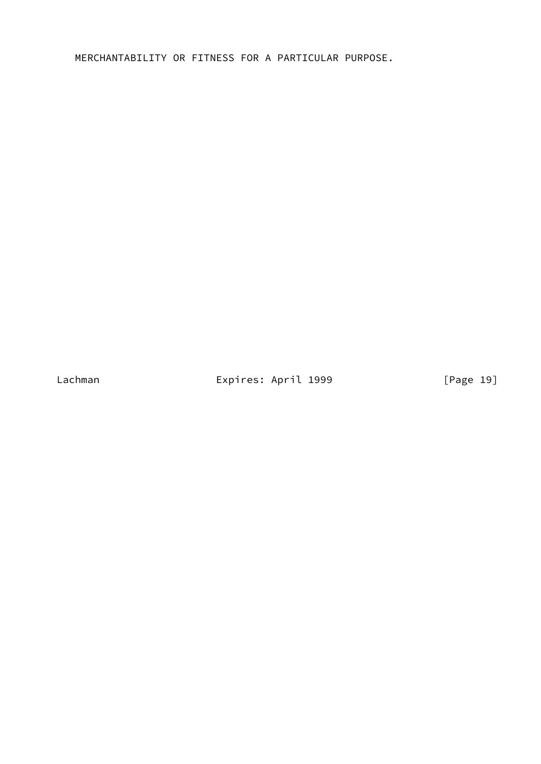MERCHANTABILITY OR FITNESS FOR A PARTICULAR PURPOSE.